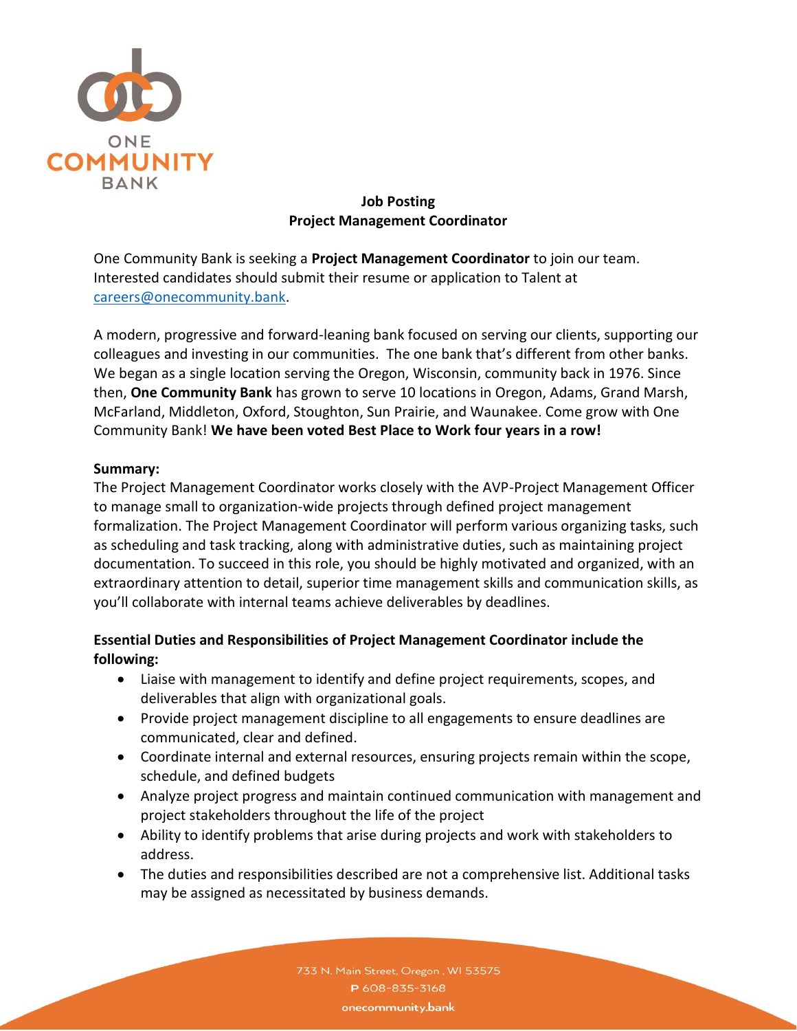ONE COMMUNITY BANK

**Job Posting**
**Project Management Coordinator**

One Community Bank is seeking a **Project Management Coordinator** to join our team. Interested candidates should submit their resume or application to Talent at careers@onecommunity.bank.

A modern, progressive and forward-leaning bank focused on serving our clients, supporting our colleagues and investing in our communities. The one bank that's different from other banks. We began as a single location serving the Oregon, Wisconsin, community back in 1976. Since then, **One Community Bank** has grown to serve 10 locations in Oregon, Adams, Grand Marsh, McFarland, Middleton, Oxford, Stoughton, Sun Prairie, and Waunakee. Come grow with One Community Bank! **We have been voted Best Place to Work four years in a row!**

**Summary:**
The Project Management Coordinator works closely with the AVP-Project Management Officer to manage small to organization-wide projects through defined project management formalization. The Project Management Coordinator will perform various organizing tasks, such as scheduling and task tracking, along with administrative duties, such as maintaining project documentation. To succeed in this role, you should be highly motivated and organized, with an extraordinary attention to detail, superior time management skills and communication skills, as you'll collaborate with internal teams achieve deliverables by deadlines.

**Essential Duties and Responsibilities of Project Management Coordinator include the following:**

- Liaise with management to identify and define project requirements, scopes, and deliverables that align with organizational goals.
- Provide project management discipline to all engagements to ensure deadlines are communicated, clear and defined.
- Coordinate internal and external resources, ensuring projects remain within the scope, schedule, and defined budgets
- Analyze project progress and maintain continued communication with management and project stakeholders throughout the life of the project
- Ability to identify problems that arise during projects and work with stakeholders to address.
- The duties and responsibilities described are not a comprehensive list. Additional tasks may be assigned as necessitated by business demands.

733 N. Main Street, Oregon , WI 53575
P 608-835-3168
onecommunity.bank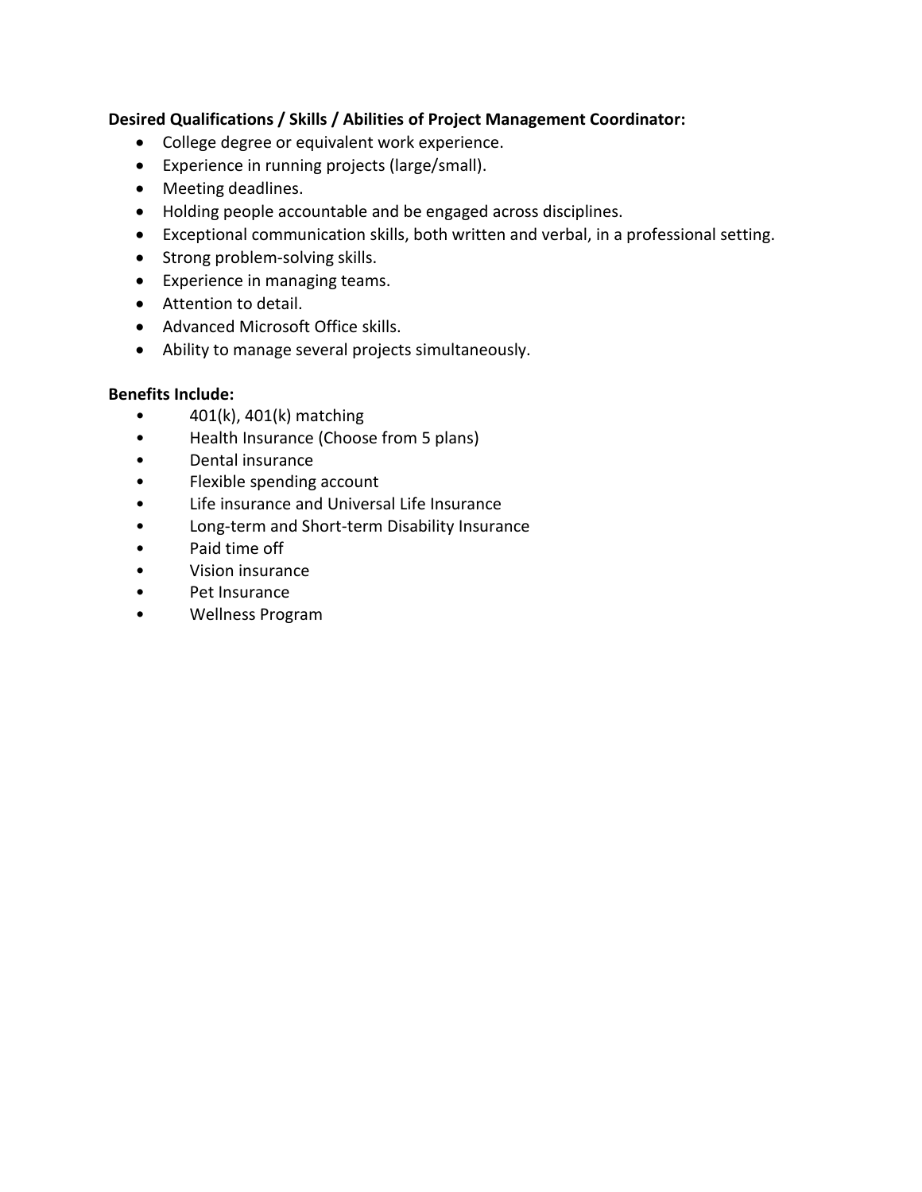**Desired Qualifications / Skills / Abilities of Project Management Coordinator:**

- College degree or equivalent work experience.
- Experience in running projects (large/small).
- Meeting deadlines.
- Holding people accountable and be engaged across disciplines.
- Exceptional communication skills, both written and verbal, in a professional setting.
- Strong problem-solving skills.
- Experience in managing teams.
- Attention to detail.
- Advanced Microsoft Office skills.
- Ability to manage several projects simultaneously.

**Benefits Include:**

- 401(k), 401(k) matching
- Health Insurance (Choose from 5 plans)
- Dental insurance
- Flexible spending account
- Life insurance and Universal Life Insurance
- Long-term and Short-term Disability Insurance
- Paid time off
- Vision insurance
- Pet Insurance
- Wellness Program